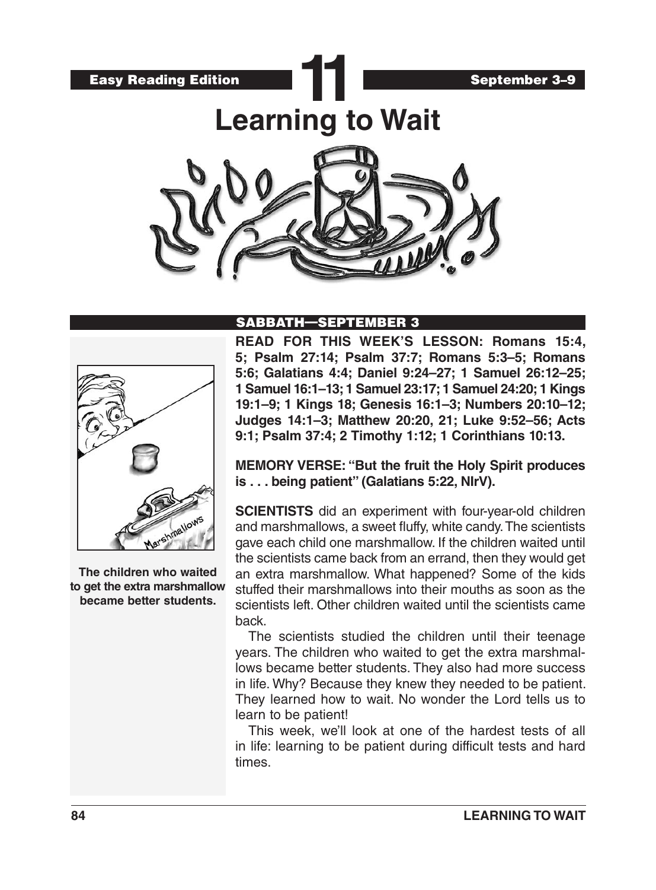Easy Reading Edition

# 11

September 3–9

# Learning to Wait

## SABBATH—SEPTEMBER 3

**READ FOR THIS WEEK'S LESSON: Romans 15:4, 5; Psalm 27:14; Psalm 37:7; Romans 5:3–5; Romans 5:6; Galatians 4:4; Daniel 9:24–27; 1 Samuel 26:12–25; 1 Samuel 16:1–13; 1 Samuel 23:17; 1 Samuel 24:20; 1 Kings 19:1–9; 1 Kings 18; Genesis 16:1–3; Numbers 20:10–12; Judges 14:1–3; Matthew 20:20, 21; Luke 9:52–56; Acts 9:1; Psalm 37:4; 2 Timothy 1:12; 1 Corinthians 10:13.**

**MEMORY VERSE: "But the fruit the Holy Spirit produces is . . . being patient" (Galatians 5:22, NIrV).**

**SCIENTISTS** did an experiment with four-year-old children and marshmallows, a sweet fluffy, white candy. The scientists gave each child one marshmallow. If the children waited until the scientists came back from an errand, then they would get an extra marshmallow. What happened? Some of the kids stuffed their marshmallows into their mouths as soon as the scientists left. Other children waited until the scientists came back.

The scientists studied the children until their teenage years. The children who waited to get the extra marshmallows became better students. They also had more success in life. Why? Because they knew they needed to be patient. They learned how to wait. No wonder the Lord tells us to learn to be patient!

This week, we'll look at one of the hardest tests of all in life: learning to be patient during difficult tests and hard times.

**The children who waited to get the extra marshmallow became better students.**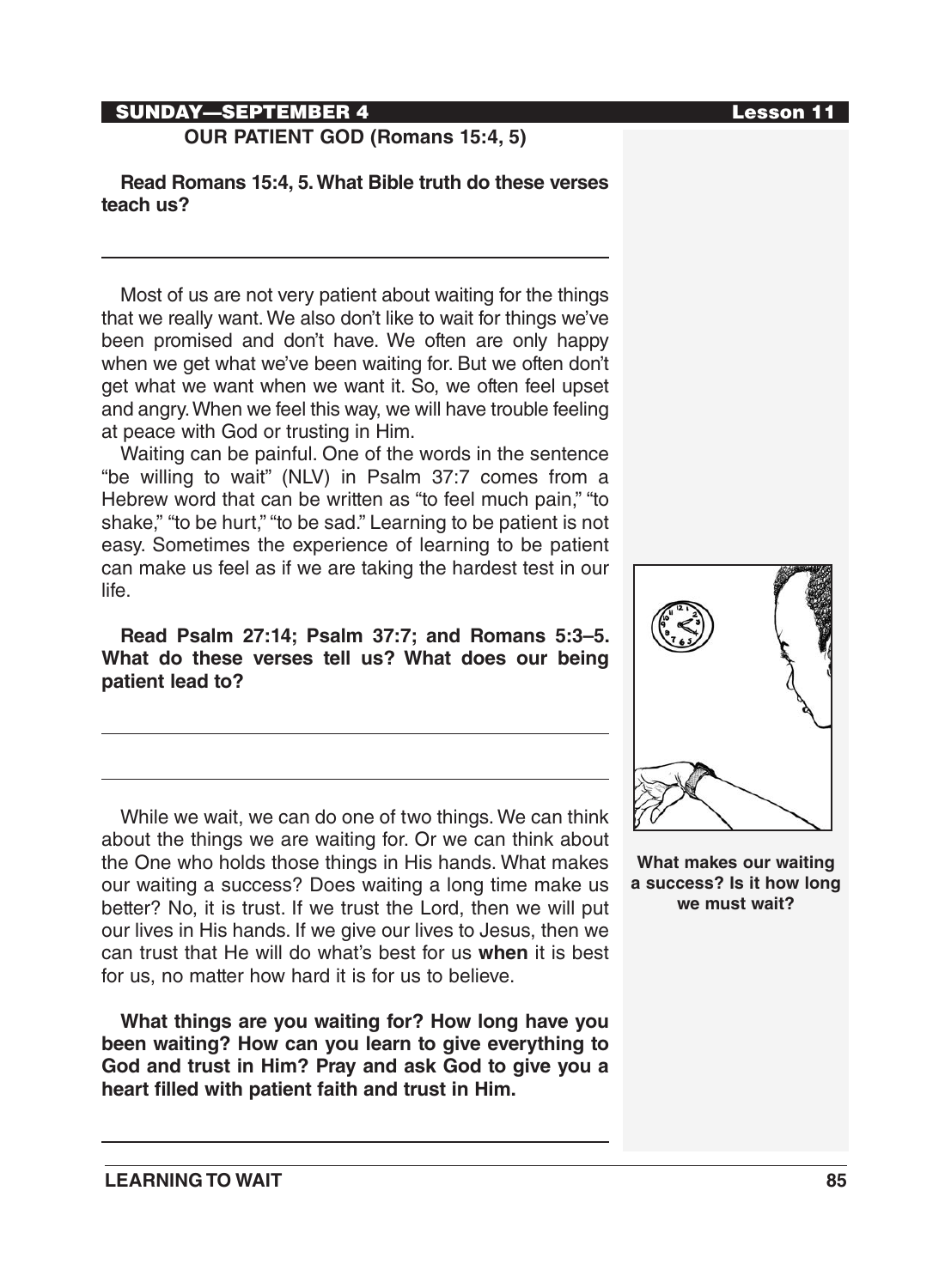## SUNDAY—SEPTEMBER 4

### OUR PATIENT GOD (Romans 15:4, 5)

**Read Romans 15:4, 5. What Bible truth do these verses teach us?**

---

Most of us are not very patient about waiting for the things that we really want. We also don't like to wait for things we've been promised and don't have. We often are only happy when we get what we've been waiting for. But we often don't get what we want when we want it. So, we often feel upset and angry. When we feel this way, we will have trouble feeling at peace with God or trusting in Him.

Waiting can be painful. One of the words in the sentence "be willing to wait" (NLV) in Psalm 37:7 comes from a Hebrew word that can be written as "to feel much pain," "to shake," "to be hurt," "to be sad." Learning to be patient is not easy. Sometimes the experience of learning to be patient can make us feel as if we are taking the hardest test in our life.

**Read Psalm 27:14; Psalm 37:7; and Romans 5:3–5. What do these verses tell us? What does our being patient lead to?**

---

---

While we wait, we can do one of two things. We can think about the things we are waiting for. Or we can think about the One who holds those things in His hands. What makes our waiting a success? Does waiting a long time make us better? No, it is trust. If we trust the Lord, then we will put our lives in His hands. If we give our lives to Jesus, then we can trust that He will do what's best for us **when** it is best for us, no matter how hard it is for us to believe.

**What makes our waiting a success? Is it how long we must wait?**

**What things are you waiting for? How long have you been waiting? How can you learn to give everything to God and trust in Him? Pray and ask God to give you a heart filled with patient faith and trust in Him.**

---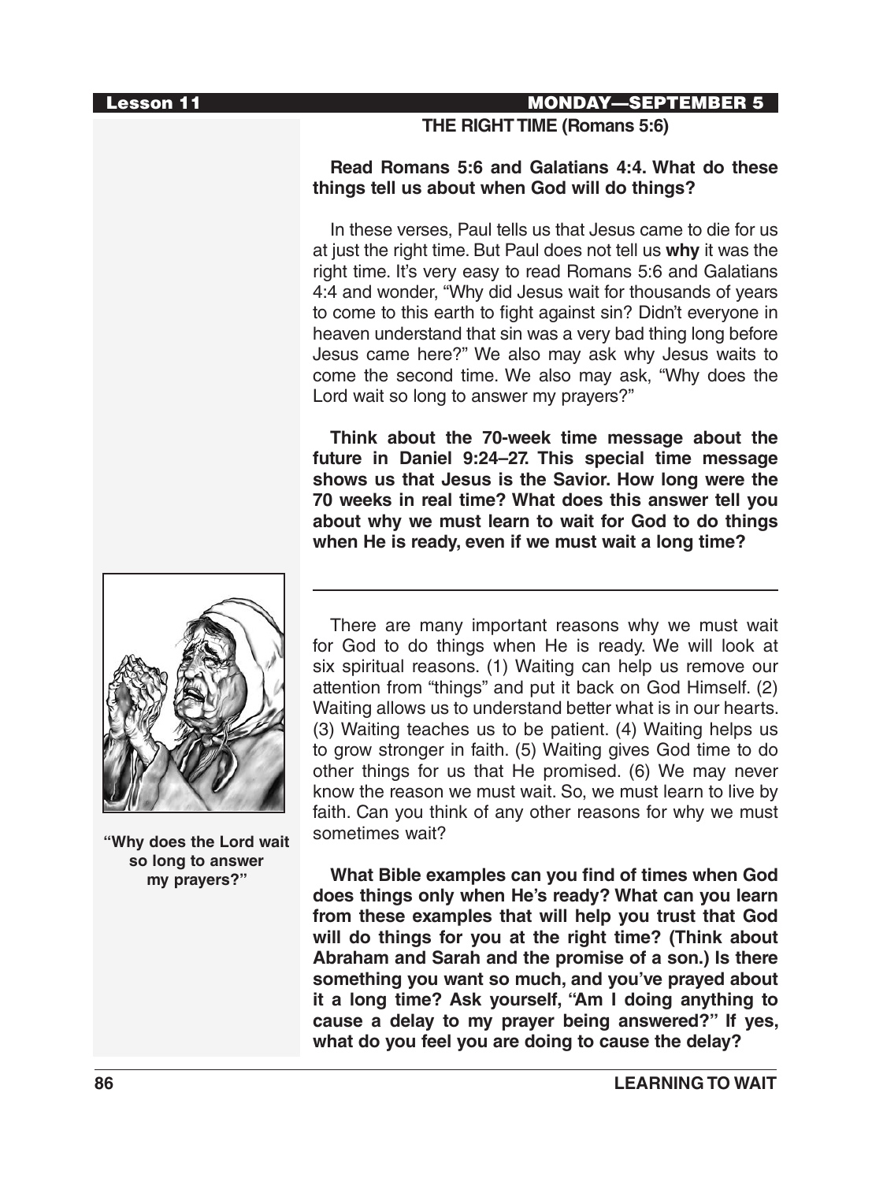**MONDAY—SEPTEMBER 5**

## THE RIGHT TIME (Romans 5:6)

**Read Romans 5:6 and Galatians 4:4. What do these things tell us about when God will do things?**

In these verses, Paul tells us that Jesus came to die for us at just the right time. But Paul does not tell us **why** it was the right time. It's very easy to read Romans 5:6 and Galatians 4:4 and wonder, "Why did Jesus wait for thousands of years to come to this earth to fight against sin? Didn't everyone in heaven understand that sin was a very bad thing long before Jesus came here?" We also may ask why Jesus waits to come the second time. We also may ask, "Why does the Lord wait so long to answer my prayers?"

**Think about the 70-week time message about the future in Daniel 9:24–27. This special time message shows us that Jesus is the Savior. How long were the 70 weeks in real time? What does this answer tell you about why we must learn to wait for God to do things when He is ready, even if we must wait a long time?**

---

"Why does the Lord wait so long to answer my prayers?"

There are many important reasons why we must wait for God to do things when He is ready. We will look at six spiritual reasons. (1) Waiting can help us remove our attention from "things" and put it back on God Himself. (2) Waiting allows us to understand better what is in our hearts. (3) Waiting teaches us to be patient. (4) Waiting helps us to grow stronger in faith. (5) Waiting gives God time to do other things for us that He promised. (6) We may never know the reason we must wait. So, we must learn to live by faith. Can you think of any other reasons for why we must sometimes wait?

**What Bible examples can you find of times when God does things only when He's ready? What can you learn from these examples that will help you trust that God will do things for you at the right time? (Think about Abraham and Sarah and the promise of a son.) Is there something you want so much, and you've prayed about it a long time? Ask yourself, "Am I doing anything to cause a delay to my prayer being answered?" If yes, what do you feel you are doing to cause the delay?**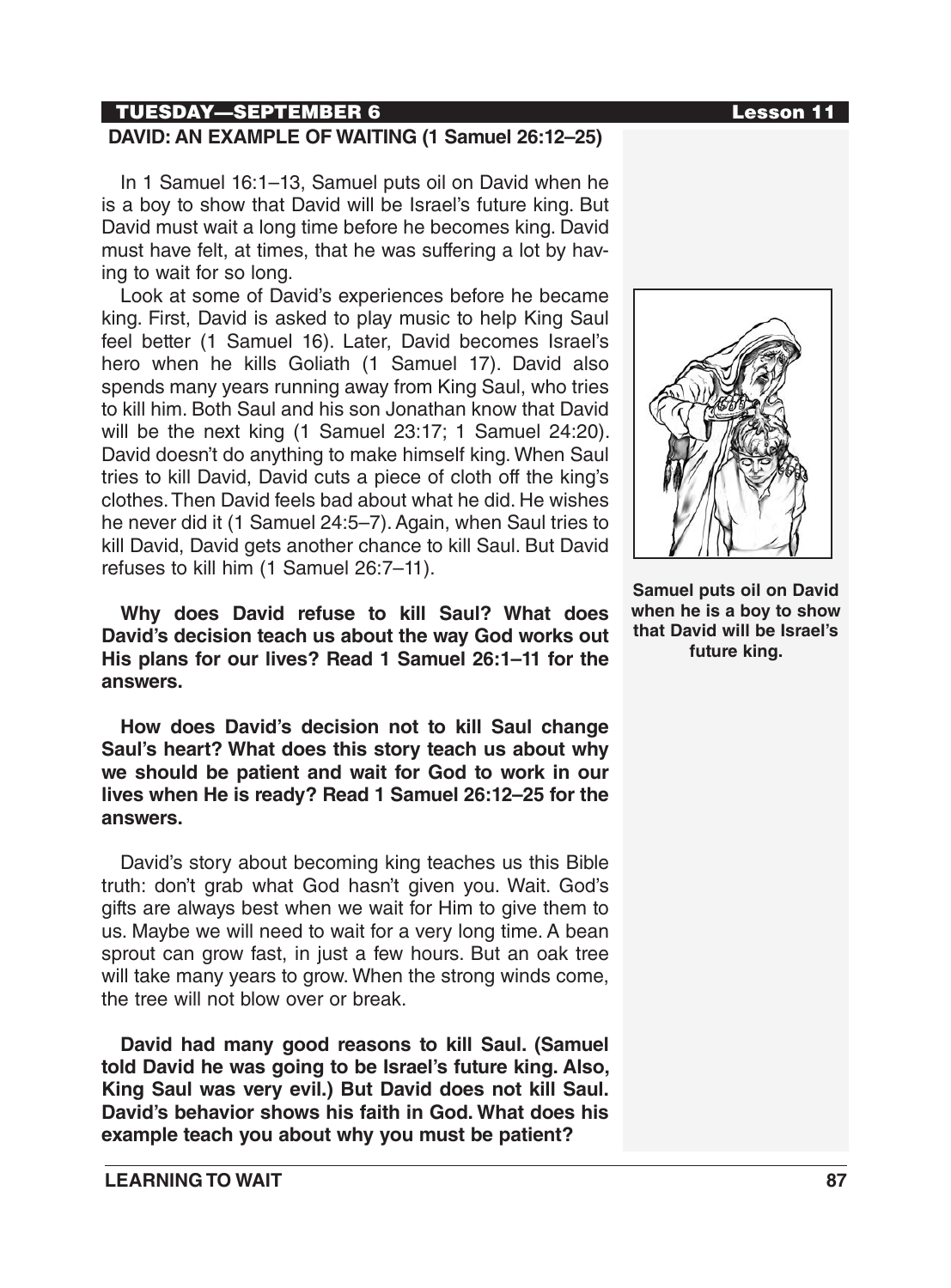**TUESDAY—SEPTEMBER 6**

## DAVID: AN EXAMPLE OF WAITING (1 Samuel 26:12–25)

In 1 Samuel 16:1–13, Samuel puts oil on David when he is a boy to show that David will be Israel's future king. But David must wait a long time before he becomes king. David must have felt, at times, that he was suffering a lot by having to wait for so long.

Look at some of David's experiences before he became king. First, David is asked to play music to help King Saul feel better (1 Samuel 16). Later, David becomes Israel's hero when he kills Goliath (1 Samuel 17). David also spends many years running away from King Saul, who tries to kill him. Both Saul and his son Jonathan know that David will be the next king (1 Samuel 23:17; 1 Samuel 24:20). David doesn't do anything to make himself king. When Saul tries to kill David, David cuts a piece of cloth off the king's clothes. Then David feels bad about what he did. He wishes he never did it (1 Samuel 24:5–7). Again, when Saul tries to kill David, David gets another chance to kill Saul. But David refuses to kill him (1 Samuel 26:7–11).

**Samuel puts oil on David when he is a boy to show that David will be Israel's future king.**

**Why does David refuse to kill Saul? What does David's decision teach us about the way God works out His plans for our lives? Read 1 Samuel 26:1–11 for the answers.**

**How does David's decision not to kill Saul change Saul's heart? What does this story teach us about why we should be patient and wait for God to work in our lives when He is ready? Read 1 Samuel 26:12–25 for the answers.**

David's story about becoming king teaches us this Bible truth: don't grab what God hasn't given you. Wait. God's gifts are always best when we wait for Him to give them to us. Maybe we will need to wait for a very long time. A bean sprout can grow fast, in just a few hours. But an oak tree will take many years to grow. When the strong winds come, the tree will not blow over or break.

**David had many good reasons to kill Saul. (Samuel told David he was going to be Israel's future king. Also, King Saul was very evil.) But David does not kill Saul. David's behavior shows his faith in God. What does his example teach you about why you must be patient?**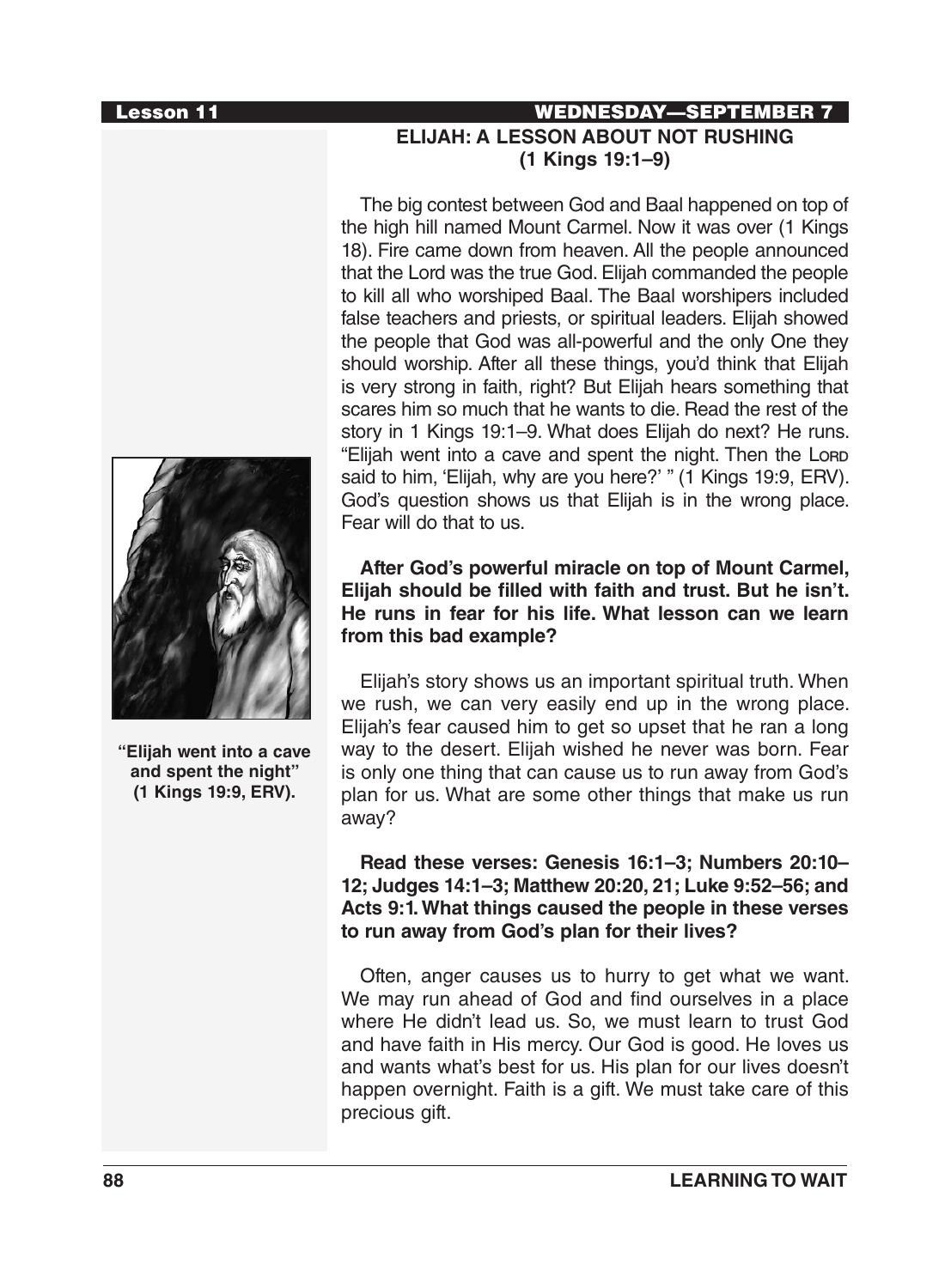## ELIJAH: A LESSON ABOUT NOT RUSHING (1 Kings 19:1–9)

The big contest between God and Baal happened on top of the high hill named Mount Carmel. Now it was over (1 Kings 18). Fire came down from heaven. All the people announced that the Lord was the true God. Elijah commanded the people to kill all who worshiped Baal. The Baal worshipers included false teachers and priests, or spiritual leaders. Elijah showed the people that God was all-powerful and the only One they should worship. After all these things, you'd think that Elijah is very strong in faith, right? But Elijah hears something that scares him so much that he wants to die. Read the rest of the story in 1 Kings 19:1–9. What does Elijah do next? He runs. "Elijah went into a cave and spent the night. Then the LORD said to him, 'Elijah, why are you here?' " (1 Kings 19:9, ERV). God's question shows us that Elijah is in the wrong place. Fear will do that to us.

**"Elijah went into a cave and spent the night" (1 Kings 19:9, ERV).**

**After God's powerful miracle on top of Mount Carmel, Elijah should be filled with faith and trust. But he isn't. He runs in fear for his life. What lesson can we learn from this bad example?**

Elijah's story shows us an important spiritual truth. When we rush, we can very easily end up in the wrong place. Elijah's fear caused him to get so upset that he ran a long way to the desert. Elijah wished he never was born. Fear is only one thing that can cause us to run away from God's plan for us. What are some other things that make us run away?

**Read these verses: Genesis 16:1–3; Numbers 20:10–12; Judges 14:1–3; Matthew 20:20, 21; Luke 9:52–56; and Acts 9:1. What things caused the people in these verses to run away from God's plan for their lives?**

Often, anger causes us to hurry to get what we want. We may run ahead of God and find ourselves in a place where He didn't lead us. So, we must learn to trust God and have faith in His mercy. Our God is good. He loves us and wants what's best for us. His plan for our lives doesn't happen overnight. Faith is a gift. We must take care of this precious gift.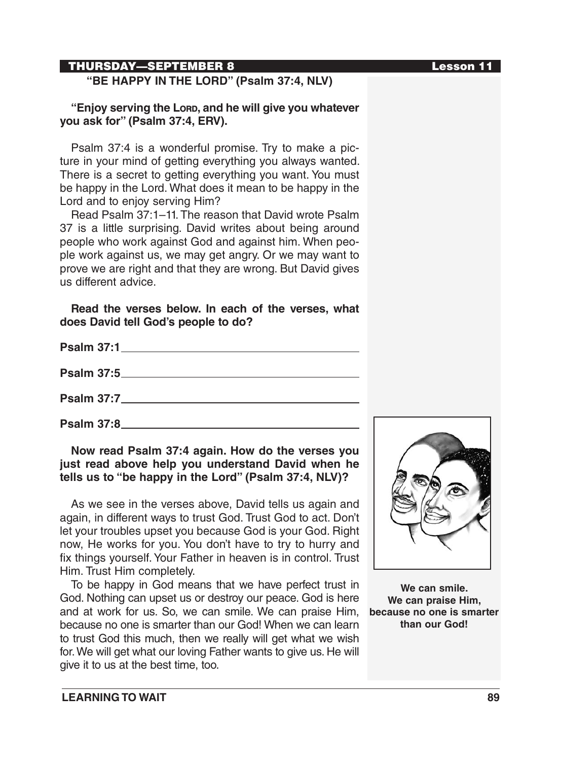## THURSDAY—SEPTEMBER 8

### "BE HAPPY IN THE LORD" (Psalm 37:4, NLV)

**"Enjoy serving the LORD, and he will give you whatever you ask for" (Psalm 37:4, ERV).**

Psalm 37:4 is a wonderful promise. Try to make a picture in your mind of getting everything you always wanted. There is a secret to getting everything you want. You must be happy in the Lord. What does it mean to be happy in the Lord and to enjoy serving Him?

Read Psalm 37:1–11. The reason that David wrote Psalm 37 is a little surprising. David writes about being around people who work against God and against him. When people work against us, we may get angry. Or we may want to prove we are right and that they are wrong. But David gives us different advice.

**Read the verses below. In each of the verses, what does David tell God's people to do?**

**Psalm 37:1** ________________________________________

**Psalm 37:5** ________________________________________

**Psalm 37:7** ________________________________________

**Psalm 37:8** ________________________________________

**Now read Psalm 37:4 again. How do the verses you just read above help you understand David when he tells us to "be happy in the Lord" (Psalm 37:4, NLV)?**

As we see in the verses above, David tells us again and again, in different ways to trust God. Trust God to act. Don't let your troubles upset you because God is your God. Right now, He works for you. You don't have to try to hurry and fix things yourself. Your Father in heaven is in control. Trust Him. Trust Him completely.

To be happy in God means that we have perfect trust in God. Nothing can upset us or destroy our peace. God is here and at work for us. So, we can smile. We can praise Him, because no one is smarter than our God! When we can learn to trust God this much, then we really will get what we wish for. We will get what our loving Father wants to give us. He will give it to us at the best time, too.

**We can smile. We can praise Him, because no one is smarter than our God!**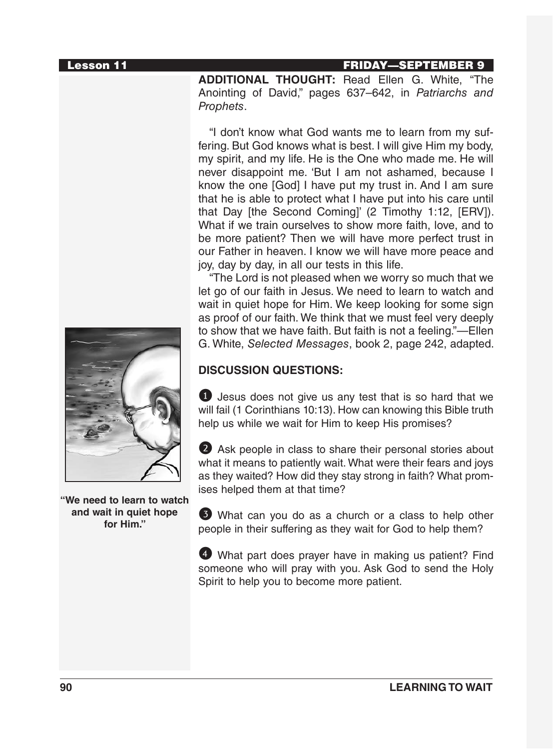ADDITIONAL THOUGHT: Read Ellen G. White, "The Anointing of David," pages 637–642, in *Patriarchs and Prophets*.

"I don't know what God wants me to learn from my suffering. But God knows what is best. I will give Him my body, my spirit, and my life. He is the One who made me. He will never disappoint me. 'But I am not ashamed, because I know the one [God] I have put my trust in. And I am sure that he is able to protect what I have put into his care until that Day [the Second Coming]' (2 Timothy 1:12, [ERV]). What if we train ourselves to show more faith, love, and to be more patient? Then we will have more perfect trust in our Father in heaven. I know we will have more peace and joy, day by day, in all our tests in this life.

"The Lord is not pleased when we worry so much that we let go of our faith in Jesus. We need to learn to watch and wait in quiet hope for Him. We keep looking for some sign as proof of our faith. We think that we must feel very deeply to show that we have faith. But faith is not a feeling."—Ellen G. White, *Selected Messages*, book 2, page 242, adapted.

"We need to learn to watch and wait in quiet hope for Him."

## DISCUSSION QUESTIONS:

1. Jesus does not give us any test that is so hard that we will fail (1 Corinthians 10:13). How can knowing this Bible truth help us while we wait for Him to keep His promises?

2. Ask people in class to share their personal stories about what it means to patiently wait. What were their fears and joys as they waited? How did they stay strong in faith? What promises helped them at that time?

3. What can you do as a church or a class to help other people in their suffering as they wait for God to help them?

4. What part does prayer have in making us patient? Find someone who will pray with you. Ask God to send the Holy Spirit to help you to become more patient.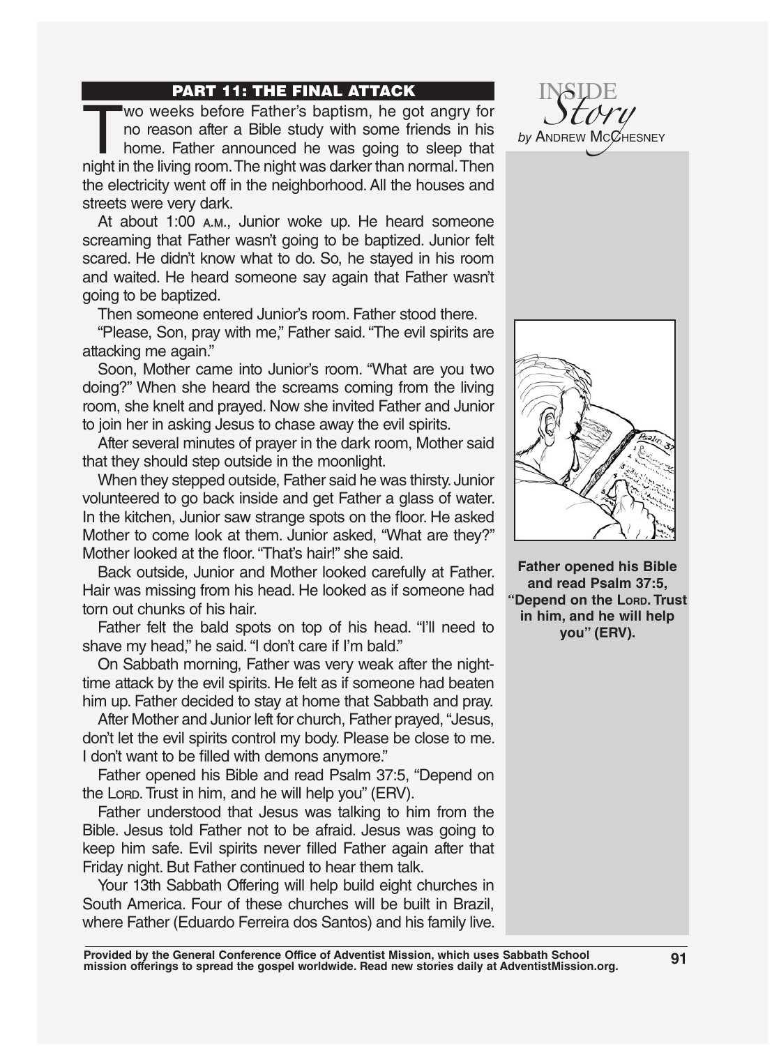## PART 11: THE FINAL ATTACK

INSIDE *Story* by Andrew McChesney

Two weeks before Father's baptism, he got angry for no reason after a Bible study with some friends in his home. Father announced he was going to sleep that night in the living room. The night was darker than normal. Then the electricity went off in the neighborhood. All the houses and streets were very dark.

At about 1:00 A.M., Junior woke up. He heard someone screaming that Father wasn't going to be baptized. Junior felt scared. He didn't know what to do. So, he stayed in his room and waited. He heard someone say again that Father wasn't going to be baptized.

Then someone entered Junior's room. Father stood there.

"Please, Son, pray with me," Father said. "The evil spirits are attacking me again."

Soon, Mother came into Junior's room. "What are you two doing?" When she heard the screams coming from the living room, she knelt and prayed. Now she invited Father and Junior to join her in asking Jesus to chase away the evil spirits.

After several minutes of prayer in the dark room, Mother said that they should step outside in the moonlight.

When they stepped outside, Father said he was thirsty. Junior volunteered to go back inside and get Father a glass of water. In the kitchen, Junior saw strange spots on the floor. He asked Mother to come look at them. Junior asked, "What are they?" Mother looked at the floor. "That's hair!" she said.

Back outside, Junior and Mother looked carefully at Father. Hair was missing from his head. He looked as if someone had torn out chunks of his hair.

Father felt the bald spots on top of his head. "I'll need to shave my head," he said. "I don't care if I'm bald."

On Sabbath morning, Father was very weak after the nighttime attack by the evil spirits. He felt as if someone had beaten him up. Father decided to stay at home that Sabbath and pray.

After Mother and Junior left for church, Father prayed, "Jesus, don't let the evil spirits control my body. Please be close to me. I don't want to be filled with demons anymore."

Father opened his Bible and read Psalm 37:5, "Depend on the LORD. Trust in him, and he will help you" (ERV).

Father understood that Jesus was talking to him from the Bible. Jesus told Father not to be afraid. Jesus was going to keep him safe. Evil spirits never filled Father again after that Friday night. But Father continued to hear them talk.

Your 13th Sabbath Offering will help build eight churches in South America. Four of these churches will be built in Brazil, where Father (Eduardo Ferreira dos Santos) and his family live.

**Father opened his Bible and read Psalm 37:5, "Depend on the LORD. Trust in him, and he will help you" (ERV).**

**Provided by the General Conference Office of Adventist Mission, which uses Sabbath School mission offerings to spread the gospel worldwide. Read new stories daily at AdventistMission.org.**